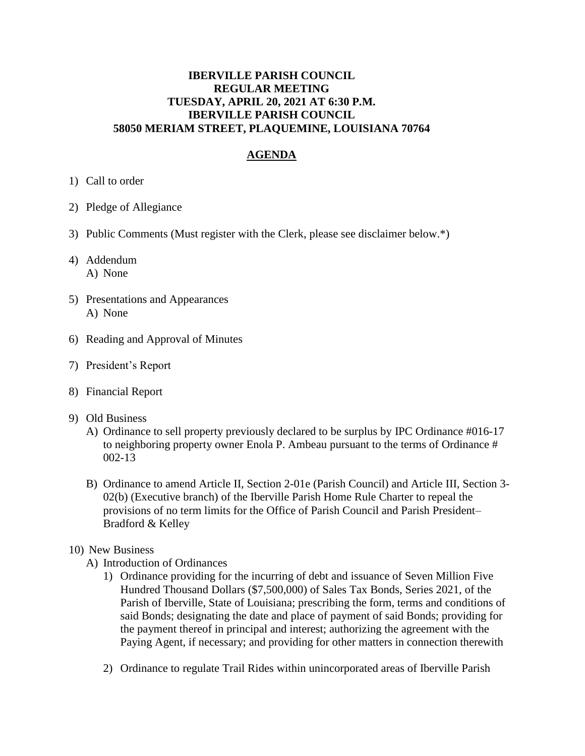**IBERVILLE PARISH COUNCIL**
**REGULAR MEETING**
**TUESDAY, APRIL 20, 2021 AT 6:30 P.M.**
**IBERVILLE PARISH COUNCIL**
**58050 MERIAM STREET, PLAQUEMINE, LOUISIANA 70764**

## AGENDA

1) Call to order

2) Pledge of Allegiance

3) Public Comments (Must register with the Clerk, please see disclaimer below.*)

4) Addendum
   A) None

5) Presentations and Appearances
   A) None

6) Reading and Approval of Minutes

7) President's Report

8) Financial Report

9) Old Business
   A) Ordinance to sell property previously declared to be surplus by IPC Ordinance #016-17 to neighboring property owner Enola P. Ambeau pursuant to the terms of Ordinance # 002-13

   B) Ordinance to amend Article II, Section 2-01e (Parish Council) and Article III, Section 3-02(b) (Executive branch) of the Iberville Parish Home Rule Charter to repeal the provisions of no term limits for the Office of Parish Council and Parish President– Bradford & Kelley

10) New Business
    A) Introduction of Ordinances
       1) Ordinance providing for the incurring of debt and issuance of Seven Million Five Hundred Thousand Dollars ($7,500,000) of Sales Tax Bonds, Series 2021, of the Parish of Iberville, State of Louisiana; prescribing the form, terms and conditions of said Bonds; designating the date and place of payment of said Bonds; providing for the payment thereof in principal and interest; authorizing the agreement with the Paying Agent, if necessary; and providing for other matters in connection therewith

       2) Ordinance to regulate Trail Rides within unincorporated areas of Iberville Parish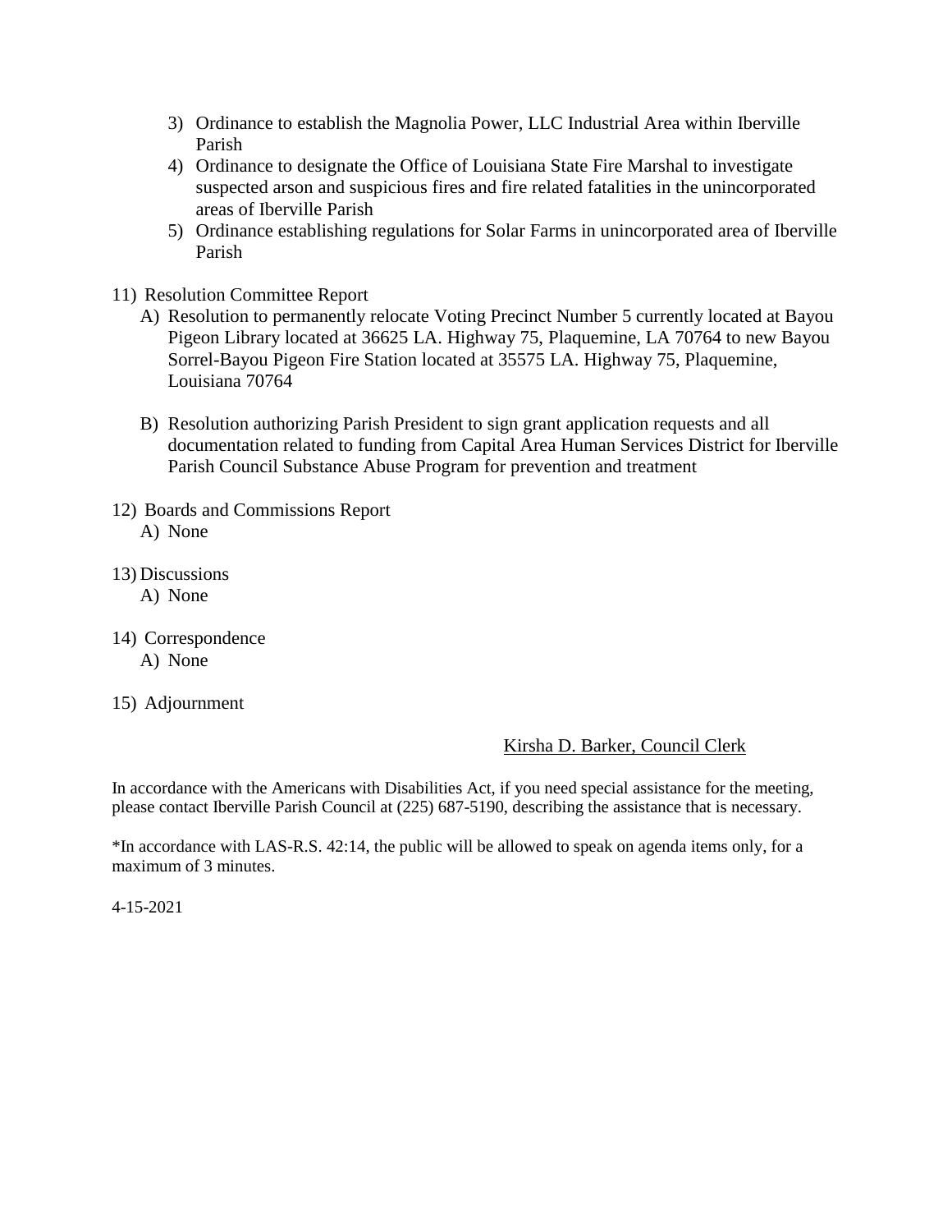3) Ordinance to establish the Magnolia Power, LLC Industrial Area within Iberville Parish
4) Ordinance to designate the Office of Louisiana State Fire Marshal to investigate suspected arson and suspicious fires and fire related fatalities in the unincorporated areas of Iberville Parish
5) Ordinance establishing regulations for Solar Farms in unincorporated area of Iberville Parish

11) Resolution Committee Report
   A) Resolution to permanently relocate Voting Precinct Number 5 currently located at Bayou Pigeon Library located at 36625 LA. Highway 75, Plaquemine, LA 70764 to new Bayou Sorrel-Bayou Pigeon Fire Station located at 35575 LA. Highway 75, Plaquemine, Louisiana 70764

   B) Resolution authorizing Parish President to sign grant application requests and all documentation related to funding from Capital Area Human Services District for Iberville Parish Council Substance Abuse Program for prevention and treatment

12) Boards and Commissions Report
   A) None

13) Discussions
   A) None

14) Correspondence
   A) None

15) Adjournment

Kirsha D. Barker, Council Clerk

In accordance with the Americans with Disabilities Act, if you need special assistance for the meeting, please contact Iberville Parish Council at (225) 687-5190, describing the assistance that is necessary.

*In accordance with LAS-R.S. 42:14, the public will be allowed to speak on agenda items only, for a maximum of 3 minutes.

4-15-2021